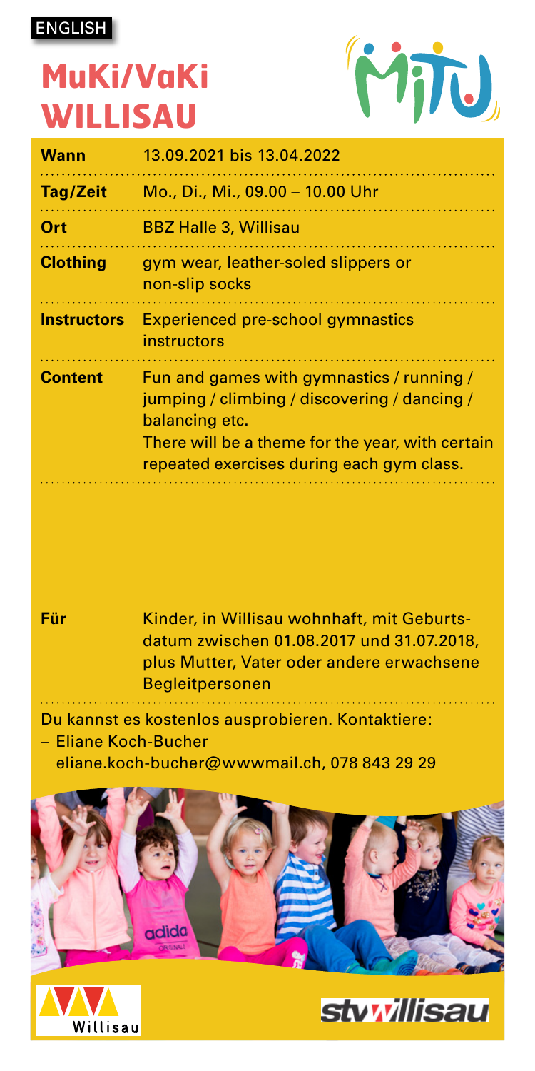ENGLISH

# MuKi/VaKi WILLISAU

| | |
|---|---|
| **Wann** | 13.09.2021 bis 13.04.2022 |
| **Tag/Zeit** | Mo., Di., Mi., 09.00 – 10.00 Uhr |
| **Ort** | BBZ Halle 3, Willisau |
| **Clothing** | gym wear, leather-soled slippers or non-slip socks |
| **Instructors** | Experienced pre-school gymnastics instructors |
| **Content** | Fun and games with gymnastics / running / jumping / climbing / discovering / dancing / balancing etc.<br>There will be a theme for the year, with certain repeated exercises during each gym class. |
| **Für** | Kinder, in Willisau wohnhaft, mit Geburtsdatum zwischen 01.08.2017 und 31.07.2018, plus Mutter, Vater oder andere erwachsene Begleitpersonen |

Du kannst es kostenlos ausprobieren. Kontaktiere:

– Eliane Koch-Bucher
  eliane.koch-bucher@wwwmail.ch, 078 843 29 29

Willisau

stvwillisau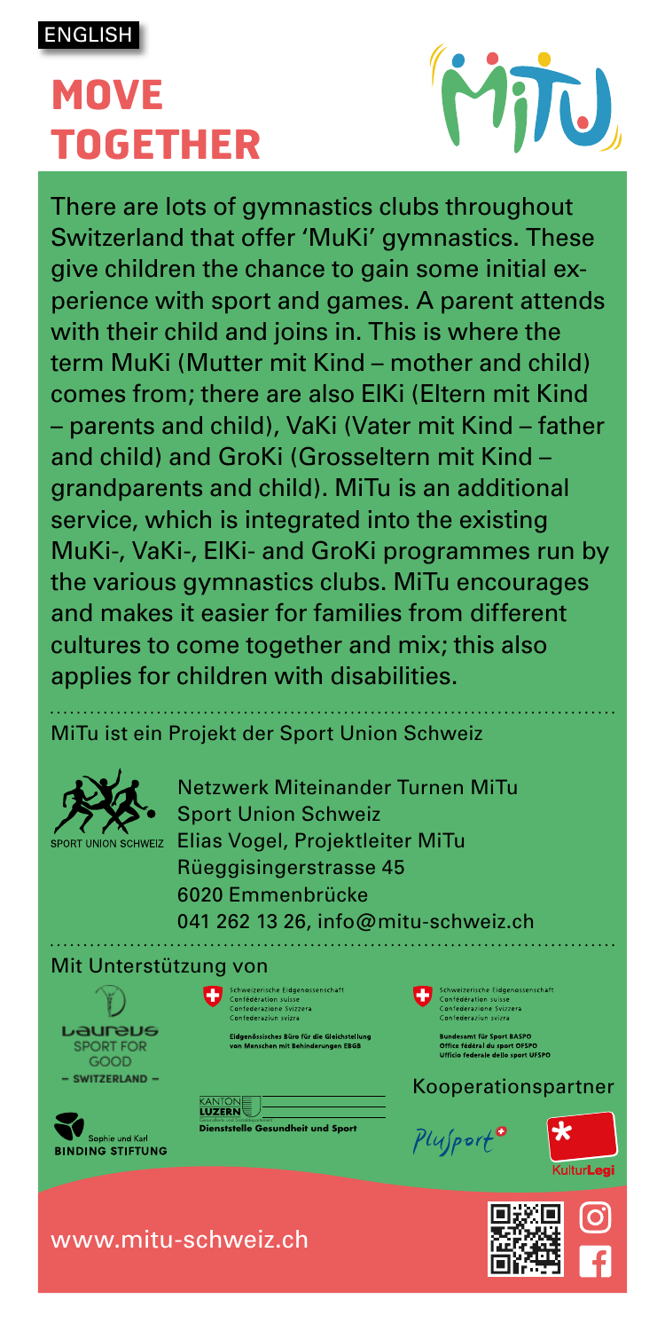ENGLISH

# MOVE TOGETHER

MiTu

There are lots of gymnastics clubs throughout Switzerland that offer 'MuKi' gymnastics. These give children the chance to gain some initial experience with sport and games. A parent attends with their child and joins in. This is where the term MuKi (Mutter mit Kind – mother and child) comes from; there are also ElKi (Eltern mit Kind – parents and child), VaKi (Vater mit Kind – father and child) and GroKi (Grosseltern mit Kind – grandparents and child). MiTu is an additional service, which is integrated into the existing MuKi-, VaKi-, ElKi- and GroKi programmes run by the various gymnastics clubs. MiTu encourages and makes it easier for families from different cultures to come together and mix; this also applies for children with disabilities.

MiTu ist ein Projekt der Sport Union Schweiz

SPORT UNION SCHWEIZ

Netzwerk Miteinander Turnen MiTu
Sport Union Schweiz
Elias Vogel, Projektleiter MiTu
Rüeggisingerstrasse 45
6020 Emmenbrücke
041 262 13 26, info@mitu-schweiz.ch

Mit Unterstützung von

Laureus SPORT FOR GOOD – SWITZERLAND –

Schweizerische Eidgenossenschaft
Confédération suisse
Confederazione Svizzera
Confederaziun svizra

Eidgenössisches Büro für die Gleichstellung von Menschen mit Behinderungen EBGB

Schweizerische Eidgenossenschaft
Confédération suisse
Confederazione Svizzera
Confederaziun svizra

Bundesamt für Sport BASPO
Office fédéral du sport OFSPO
Ufficio federale dello sport UFSPO

Sophie und Karl BINDING STIFTUNG

KANTON LUZERN
Dienststelle Gesundheit und Sport

Kooperationspartner

PluSport

KulturLegi

www.mitu-schweiz.ch